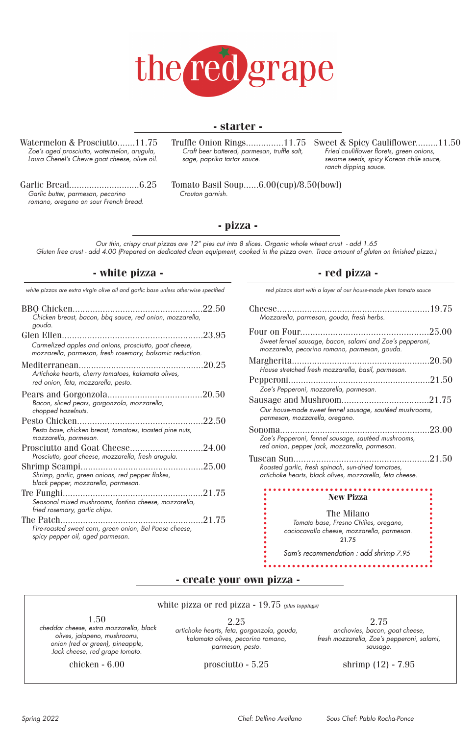# the red grape

## - starter -

**Watermelon & Prosciutto.......11.75**
*Zoe's aged prosciutto, watermelon, arugula, Laura Chenel's Chevre goat cheese, olive oil.*

**Truffle Onion Rings...............11.75**
*Craft beer battered, parmesan, truffle salt, sage, paprika tartar sauce.*

**Sweet & Spicy Cauliflower.........11.50**
*Fried cauliflower florets, green onions, sesame seeds, spicy Korean chile sauce, ranch dipping sauce.*

**Garlic Bread............................6.25**
*Garlic butter, parmesan, pecorino romano, oregano on sour French bread.*

**Tomato Basil Soup......6.00(cup)/8.50(bowl)**
*Crouton garnish.*

## - pizza -

*Our thin, crispy crust pizzas are 12" pies cut into 8 slices. Organic whole wheat crust - add 1.65*
*Gluten free crust - add 4.00 (Prepared on dedicated clean equipment, cooked in the pizza oven. Trace amount of gluten on finished pizza.)*

### - white pizza -

*white pizzas are extra virgin olive oil and garlic base unless otherwise specified*

**BBQ Chicken...................................................22.50**
*Chicken breast, bacon, bbq sauce, red onion, mozzarella, gouda.*

**Glen Ellen........................................................23.95**
*Carmelized apples and onions, prosciutto, goat cheese, mozzarella, parmesan, fresh rosemary, balsamic reduction.*

**Mediterranean.................................................20.25**
*Artichoke hearts, cherry tomatoes, kalamata olives, red onion, feta, mozzarella, pesto.*

**Pears and Gorgonzola.....................................20.50**
*Bacon, sliced pears, gorgonzola, mozzarella, chopped hazelnuts.*

**Pesto Chicken.................................................22.50**
*Pesto base, chicken breast, tomatoes, toasted pine nuts, mozzarella, parmesan.*

**Prosciutto and Goat Cheese.............................24.00**
*Prosciutto, goat cheese, mozzarella, fresh arugula.*

**Shrimp Scampi................................................25.00**
*Shrimp, garlic, green onions, red pepper flakes, black pepper, mozzarella, parmesan.*

**Tre Funghi.......................................................21.75**
*Seasonal mixed mushrooms, fontina cheese, mozzarella, fried rosemary, garlic chips.*

**The Patch........................................................21.75**
*Fire-roasted sweet corn, green onion, Bel Paese cheese, spicy pepper oil, aged parmesan.*

### - red pizza -

*red pizzas start with a layer of our house-made plum tomato sauce*

**Cheese............................................................19.75**
*Mozzarella, parmesan, gouda, fresh herbs.*

**Four on Four..................................................25.00**
*Sweet fennel sausage, bacon, salami and Zoe's pepperoni, mozzarella, pecorino romano, parmesan, gouda.*

**Margherita......................................................20.50**
*House stretched fresh mozzarella, basil, parmesan.*

**Pepperoni........................................................21.50**
*Zoe's Pepperoni, mozzarella, parmesan.*

**Sausage and Mushroom..................................21.75**
*Our house-made sweet fennel sausage, sautéed mushrooms, parmesan, mozzarella, oregano.*

**Sonoma...........................................................23.00**
*Zoe's Pepperoni, fennel sausage, sautéed mushrooms, red onion, pepper jack, mozzarella, parmesan.*

**Tuscan Sun.....................................................21.50**
*Roasted garlic, fresh spinach, sun-dried tomatoes, artichoke hearts, black olives, mozzarella, feta cheese.*

**New Pizza**

**The Milano**
*Tomato base, Fresno Chilies, oregano, caciocavallo cheese, mozzarella, parmesan.*
21.75

*Sam's recommendation : add shrimp 7.95*

## - create your own pizza -

white pizza or red pizza - 19.75 *(plus toppings)*

**1.50**
*cheddar cheese, extra mozzarella, black olives, jalapeno, mushrooms, onion (red or green), pineapple, Jack cheese, red grape tomato.*

**2.25**
*artichoke hearts, feta, gorgonzola, gouda, kalamata olives, pecorino romano, parmesan, pesto.*

**2.75**
*anchovies, bacon, goat cheese, fresh mozzarella, Zoe's pepperoni, salami, sausage.*

chicken - 6.00

prosciutto - 5.25

shrimp (12) - 7.95

*Spring 2022*

*Chef: Delfino Arellano*

*Sous Chef: Pablo Rocha-Ponce*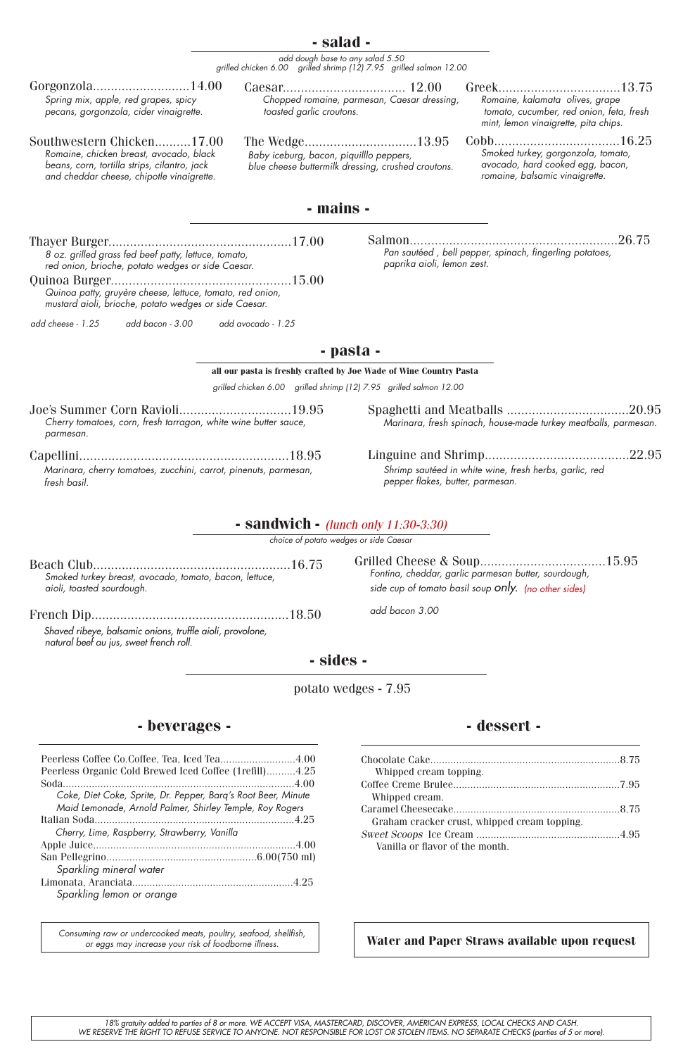## - salad -

*add dough base to any salad 5.50*
*grilled chicken 6.00 grilled shrimp (12) 7.95 grilled salmon 12.00*

**Gorgonzola**..........................14.00
*Spring mix, apple, red grapes, spicy pecans, gorgonzola, cider vinaigrette.*

**Caesar**................................ 12.00
*Chopped romaine, parmesan, Caesar dressing, toasted garlic croutons.*

**Greek**.................................13.75
*Romaine, kalamata olives, grape tomato, cucumber, red onion, feta, fresh mint, lemon vinaigrette, pita chips.*

**Southwestern Chicken**..........17.00
*Romaine, chicken breast, avocado, black beans, corn, tortilla strips, cilantro, jack and cheddar cheese, chipotle vinaigrette.*

**The Wedge**..............................13.95
*Baby iceburg, bacon, piquilllo peppers, blue cheese buttermilk dressing, crushed croutons.*

**Cobb**..................................16.25
*Smoked turkey, gorgonzola, tomato, avocado, hard cooked egg, bacon, romaine, balsamic vinaigrette.*

## - mains -

**Thayer Burger**..................................................17.00
*8 oz. grilled grass fed beef patty, lettuce, tomato, red onion, brioche, potato wedges or side Caesar.*

**Quinoa Burger**..................................................15.00
*Quinoa patty, gruyère cheese, lettuce, tomato, red onion, mustard aioli, brioche, potato wedges or side Caesar.*

*add cheese - 1.25 add bacon - 3.00 add avocado - 1.25*

**Salmon**........................................................26.75
*Pan sautéed , bell pepper, spinach, fingerling potatoes, paprika aioli, lemon zest.*

## - pasta -

**all our pasta is freshly crafted by Joe Wade of Wine Country Pasta**

*grilled chicken 6.00 grilled shrimp (12) 7.95 grilled salmon 12.00*

**Joe's Summer Corn Ravioli**...............................19.95
*Cherry tomatoes, corn, fresh tarragon, white wine butter sauce, parmesan.*

**Spaghetti and Meatballs** .................................20.95
*Marinara, fresh spinach, house-made turkey meatballs, parmesan.*

**Capellini**.........................................................18.95
*Marinara, cherry tomatoes, zucchini, carrot, pinenuts, parmesan, fresh basil.*

**Linguine and Shrimp**.......................................22.95
*Shrimp sautéed in white wine, fresh herbs, garlic, red pepper flakes, butter, parmesan.*

## - sandwich - *(lunch only 11:30-3:30)*

*choice of potato wedges or side Caesar*

**Beach Club**.......................................................16.75
*Smoked turkey breast, avocado, tomato, bacon, lettuce, aioli, toasted sourdough.*

**French Dip**.......................................................18.50
*Shaved ribeye, balsamic onions, truffle aioli, provolone, natural beef au jus, sweet french roll.*

**Grilled Cheese & Soup**..................................15.95
*Fontina, cheddar, garlic parmesan butter, sourdough, side cup of tomato basil soup* ***only.*** *(no other sides)*

*add bacon 3.00*

## - sides -

potato wedges - 7.95

## - beverages -

Peerless Coffee Co.Coffee, Tea, Iced Tea..........................4.00
Peerless Organic Cold Brewed Iced Coffee (1refill)..........4.25
Soda...............................................................................4.00
*Coke, Diet Coke, Sprite, Dr. Pepper, Barq's Root Beer, Minute Maid Lemonade, Arnold Palmer, Shirley Temple, Roy Rogers*
Italian Soda....................................................................4.25
*Cherry, Lime, Raspberry, Strawberry, Vanilla*
Apple Juice......................................................................4.00
San Pellegrino...................................................6.00(750 ml)
*Sparkling mineral water*
Limonata, Aranciata.......................................................4.25
*Sparkling lemon or orange*

## - dessert -

Chocolate Cake................................................................8.75
Whipped cream topping.
Coffee Creme Brulee........................................................7.95
Whipped cream.
Caramel Cheesecake........................................................8.75
Graham cracker crust, whipped cream topping.
*Sweet Scoops* Ice Cream ................................................4.95
Vanilla or flavor of the month.

*Consuming raw or undercooked meats, poultry, seafood, shellfish, or eggs may increase your risk of foodborne illness.*

**Water and Paper Straws available upon request**

*18% gratuity added to parties of 8 or more. WE ACCEPT VISA, MASTERCARD, DISCOVER, AMERICAN EXPRESS, LOCAL CHECKS AND CASH. WE RESERVE THE RIGHT TO REFUSE SERVICE TO ANYONE. NOT RESPONSIBLE FOR LOST OR STOLEN ITEMS. NO SEPARATE CHECKS (parties of 5 or more).*